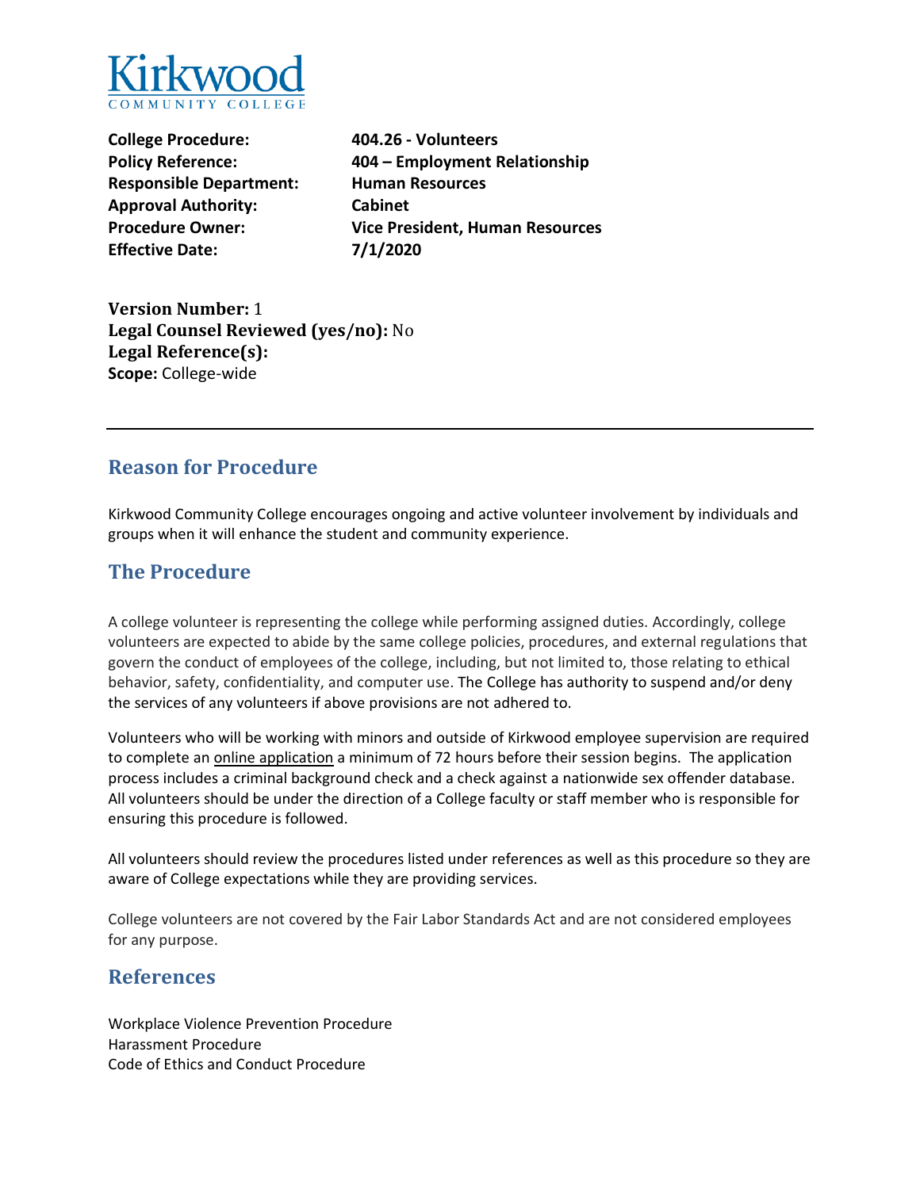Kirkwood
COMMUNITY COLLEGE

**College Procedure:** **404.26 - Volunteers**
**Policy Reference:** **404 – Employment Relationship**
**Responsible Department:** **Human Resources**
**Approval Authority:** **Cabinet**
**Procedure Owner:** **Vice President, Human Resources**
**Effective Date:** **7/1/2020**

**Version Number:** 1
**Legal Counsel Reviewed (yes/no):** No
**Legal Reference(s):**
**Scope:** College-wide

---

## Reason for Procedure

Kirkwood Community College encourages ongoing and active volunteer involvement by individuals and groups when it will enhance the student and community experience.

## The Procedure

A college volunteer is representing the college while performing assigned duties. Accordingly, college volunteers are expected to abide by the same college policies, procedures, and external regulations that govern the conduct of employees of the college, including, but not limited to, those relating to ethical behavior, safety, confidentiality, and computer use. The College has authority to suspend and/or deny the services of any volunteers if above provisions are not adhered to.

Volunteers who will be working with minors and outside of Kirkwood employee supervision are required to complete an online application a minimum of 72 hours before their session begins. The application process includes a criminal background check and a check against a nationwide sex offender database. All volunteers should be under the direction of a College faculty or staff member who is responsible for ensuring this procedure is followed.

All volunteers should review the procedures listed under references as well as this procedure so they are aware of College expectations while they are providing services.

College volunteers are not covered by the Fair Labor Standards Act and are not considered employees for any purpose.

## References

Workplace Violence Prevention Procedure
Harassment Procedure
Code of Ethics and Conduct Procedure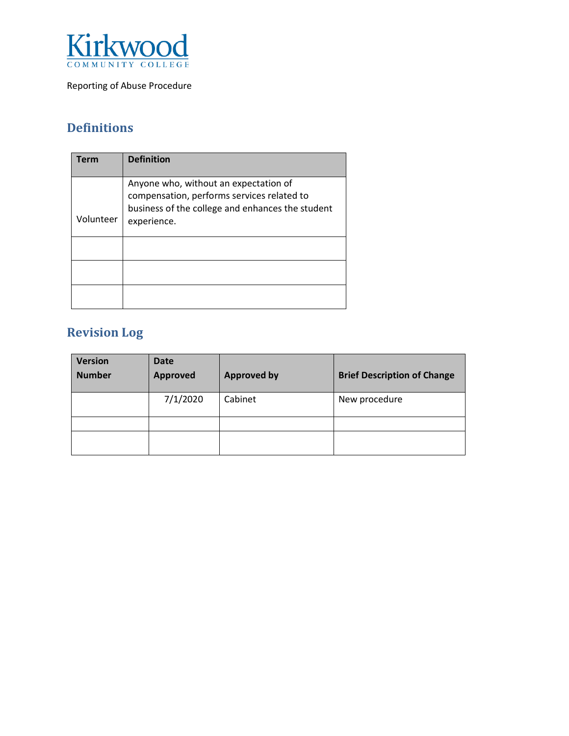Kirkwood COMMUNITY COLLEGE

Reporting of Abuse Procedure

## Definitions

| Term | Definition |
|---|---|
| Volunteer | Anyone who, without an expectation of compensation, performs services related to business of the college and enhances the student experience. |
| | |
| | |
| | |

## Revision Log

| Version Number | Date Approved | Approved by | Brief Description of Change |
|---|---|---|---|
| | 7/1/2020 | Cabinet | New procedure |
| | | | |
| | | | |